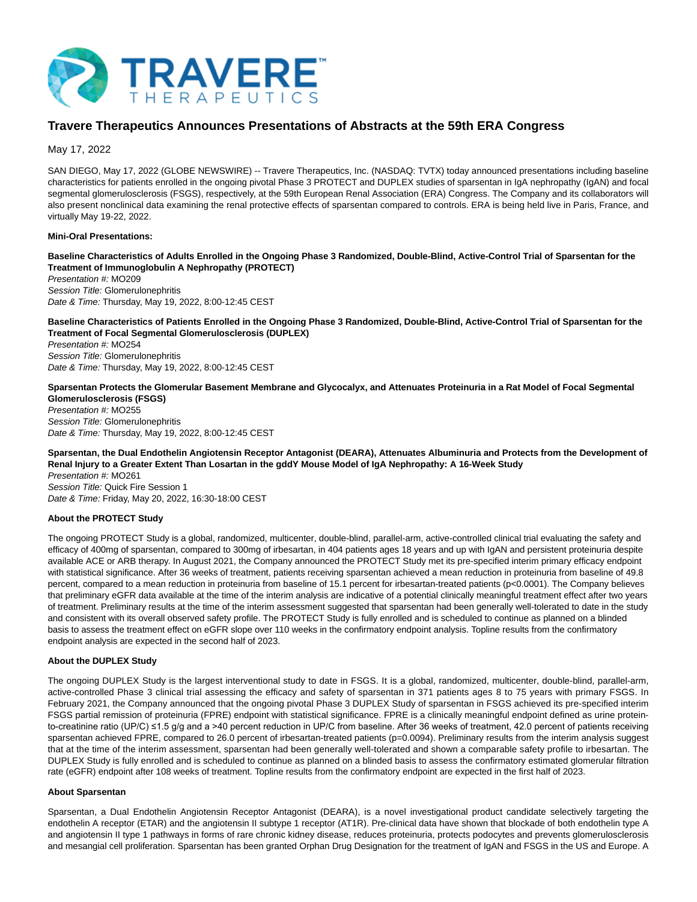# Travere Therapeutics Announces Presentations of Abstracts at the 59th ERA Congress

May 17, 2022

SAN DIEGO, May 17, 2022 (GLOBE NEWSWIRE) -- Travere Therapeutics, Inc. (NASDAQ: TVTX) today announced presentations including baseline characteristics for patients enrolled in the ongoing pivotal Phase 3 PROTECT and DUPLEX studies of sparsentan in IgA nephropathy (IgAN) and focal segmental glomerulosclerosis (FSGS), respectively, at the 59th European Renal Association (ERA) Congress. The Company and its collaborators will also present nonclinical data examining the renal protective effects of sparsentan compared to controls. ERA is being held live in Paris, France, and virtually May 19-22, 2022.

**Mini-Oral Presentations:**

**Baseline Characteristics of Adults Enrolled in the Ongoing Phase 3 Randomized, Double-Blind, Active-Control Trial of Sparsentan for the Treatment of Immunoglobulin A Nephropathy (PROTECT)**
*Presentation #:* MO209
*Session Title:* Glomerulonephritis
*Date & Time:* Thursday, May 19, 2022, 8:00-12:45 CEST

**Baseline Characteristics of Patients Enrolled in the Ongoing Phase 3 Randomized, Double-Blind, Active-Control Trial of Sparsentan for the Treatment of Focal Segmental Glomerulosclerosis (DUPLEX)**
*Presentation #:* MO254
*Session Title:* Glomerulonephritis
*Date & Time:* Thursday, May 19, 2022, 8:00-12:45 CEST

**Sparsentan Protects the Glomerular Basement Membrane and Glycocalyx, and Attenuates Proteinuria in a Rat Model of Focal Segmental Glomerulosclerosis (FSGS)**
*Presentation #:* MO255
*Session Title:* Glomerulonephritis
*Date & Time:* Thursday, May 19, 2022, 8:00-12:45 CEST

**Sparsentan, the Dual Endothelin Angiotensin Receptor Antagonist (DEARA), Attenuates Albuminuria and Protects from the Development of Renal Injury to a Greater Extent Than Losartan in the gddY Mouse Model of IgA Nephropathy: A 16-Week Study**
*Presentation #:* MO261
*Session Title:* Quick Fire Session 1
*Date & Time:* Friday, May 20, 2022, 16:30-18:00 CEST

**About the PROTECT Study**

The ongoing PROTECT Study is a global, randomized, multicenter, double-blind, parallel-arm, active-controlled clinical trial evaluating the safety and efficacy of 400mg of sparsentan, compared to 300mg of irbesartan, in 404 patients ages 18 years and up with IgAN and persistent proteinuria despite available ACE or ARB therapy. In August 2021, the Company announced the PROTECT Study met its pre-specified interim primary efficacy endpoint with statistical significance. After 36 weeks of treatment, patients receiving sparsentan achieved a mean reduction in proteinuria from baseline of 49.8 percent, compared to a mean reduction in proteinuria from baseline of 15.1 percent for irbesartan-treated patients ($p<0.0001$). The Company believes that preliminary eGFR data available at the time of the interim analysis are indicative of a potential clinically meaningful treatment effect after two years of treatment. Preliminary results at the time of the interim assessment suggested that sparsentan had been generally well-tolerated to date in the study and consistent with its overall observed safety profile. The PROTECT Study is fully enrolled and is scheduled to continue as planned on a blinded basis to assess the treatment effect on eGFR slope over 110 weeks in the confirmatory endpoint analysis. Topline results from the confirmatory endpoint analysis are expected in the second half of 2023.

**About the DUPLEX Study**

The ongoing DUPLEX Study is the largest interventional study to date in FSGS. It is a global, randomized, multicenter, double-blind, parallel-arm, active-controlled Phase 3 clinical trial assessing the efficacy and safety of sparsentan in 371 patients ages 8 to 75 years with primary FSGS. In February 2021, the Company announced that the ongoing pivotal Phase 3 DUPLEX Study of sparsentan in FSGS achieved its pre-specified interim FSGS partial remission of proteinuria (FPRE) endpoint with statistical significance. FPRE is a clinically meaningful endpoint defined as urine protein-to-creatinine ratio (UP/C) ≤1.5 g/g and a >40 percent reduction in UP/C from baseline. After 36 weeks of treatment, 42.0 percent of patients receiving sparsentan achieved FPRE, compared to 26.0 percent of irbesartan-treated patients ($p=0.0094$). Preliminary results from the interim analysis suggest that at the time of the interim assessment, sparsentan had been generally well-tolerated and shown a comparable safety profile to irbesartan. The DUPLEX Study is fully enrolled and is scheduled to continue as planned on a blinded basis to assess the confirmatory estimated glomerular filtration rate (eGFR) endpoint after 108 weeks of treatment. Topline results from the confirmatory endpoint are expected in the first half of 2023.

**About Sparsentan**

Sparsentan, a Dual Endothelin Angiotensin Receptor Antagonist (DEARA), is a novel investigational product candidate selectively targeting the endothelin A receptor (ETAR) and the angiotensin II subtype 1 receptor (AT1R). Pre-clinical data have shown that blockade of both endothelin type A and angiotensin II type 1 pathways in forms of rare chronic kidney disease, reduces proteinuria, protects podocytes and prevents glomerulosclerosis and mesangial cell proliferation. Sparsentan has been granted Orphan Drug Designation for the treatment of IgAN and FSGS in the US and Europe. A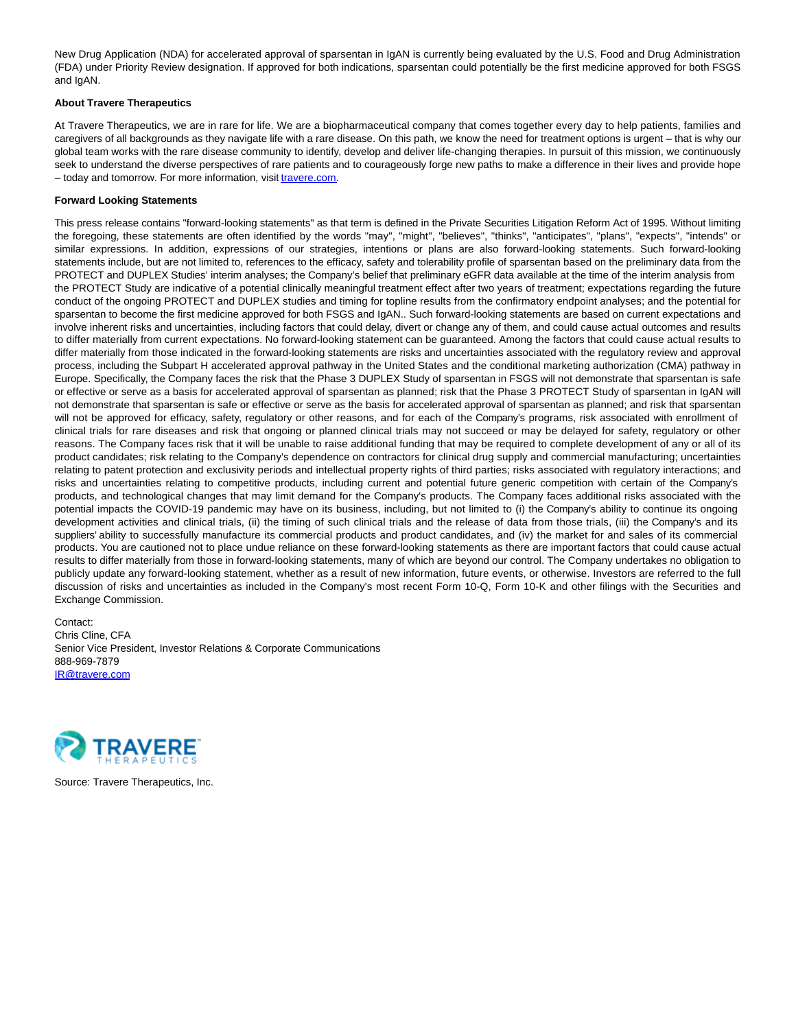New Drug Application (NDA) for accelerated approval of sparsentan in IgAN is currently being evaluated by the U.S. Food and Drug Administration (FDA) under Priority Review designation. If approved for both indications, sparsentan could potentially be the first medicine approved for both FSGS and IgAN.

**About Travere Therapeutics**

At Travere Therapeutics, we are in rare for life. We are a biopharmaceutical company that comes together every day to help patients, families and caregivers of all backgrounds as they navigate life with a rare disease. On this path, we know the need for treatment options is urgent – that is why our global team works with the rare disease community to identify, develop and deliver life-changing therapies. In pursuit of this mission, we continuously seek to understand the diverse perspectives of rare patients and to courageously forge new paths to make a difference in their lives and provide hope – today and tomorrow. For more information, visit travere.com.

**Forward Looking Statements**

This press release contains "forward-looking statements" as that term is defined in the Private Securities Litigation Reform Act of 1995. Without limiting the foregoing, these statements are often identified by the words "may", "might", "believes", "thinks", "anticipates", "plans", "expects", "intends" or similar expressions. In addition, expressions of our strategies, intentions or plans are also forward-looking statements. Such forward-looking statements include, but are not limited to, references to the efficacy, safety and tolerability profile of sparsentan based on the preliminary data from the PROTECT and DUPLEX Studies' interim analyses; the Company's belief that preliminary eGFR data available at the time of the interim analysis from the PROTECT Study are indicative of a potential clinically meaningful treatment effect after two years of treatment; expectations regarding the future conduct of the ongoing PROTECT and DUPLEX studies and timing for topline results from the confirmatory endpoint analyses; and the potential for sparsentan to become the first medicine approved for both FSGS and IgAN.. Such forward-looking statements are based on current expectations and involve inherent risks and uncertainties, including factors that could delay, divert or change any of them, and could cause actual outcomes and results to differ materially from current expectations. No forward-looking statement can be guaranteed. Among the factors that could cause actual results to differ materially from those indicated in the forward-looking statements are risks and uncertainties associated with the regulatory review and approval process, including the Subpart H accelerated approval pathway in the United States and the conditional marketing authorization (CMA) pathway in Europe. Specifically, the Company faces the risk that the Phase 3 DUPLEX Study of sparsentan in FSGS will not demonstrate that sparsentan is safe or effective or serve as a basis for accelerated approval of sparsentan as planned; risk that the Phase 3 PROTECT Study of sparsentan in IgAN will not demonstrate that sparsentan is safe or effective or serve as the basis for accelerated approval of sparsentan as planned; and risk that sparsentan will not be approved for efficacy, safety, regulatory or other reasons, and for each of the Company's programs, risk associated with enrollment of clinical trials for rare diseases and risk that ongoing or planned clinical trials may not succeed or may be delayed for safety, regulatory or other reasons. The Company faces risk that it will be unable to raise additional funding that may be required to complete development of any or all of its product candidates; risk relating to the Company's dependence on contractors for clinical drug supply and commercial manufacturing; uncertainties relating to patent protection and exclusivity periods and intellectual property rights of third parties; risks associated with regulatory interactions; and risks and uncertainties relating to competitive products, including current and potential future generic competition with certain of the Company's products, and technological changes that may limit demand for the Company's products. The Company faces additional risks associated with the potential impacts the COVID-19 pandemic may have on its business, including, but not limited to (i) the Company's ability to continue its ongoing development activities and clinical trials, (ii) the timing of such clinical trials and the release of data from those trials, (iii) the Company's and its suppliers' ability to successfully manufacture its commercial products and product candidates, and (iv) the market for and sales of its commercial products. You are cautioned not to place undue reliance on these forward-looking statements as there are important factors that could cause actual results to differ materially from those in forward-looking statements, many of which are beyond our control. The Company undertakes no obligation to publicly update any forward-looking statement, whether as a result of new information, future events, or otherwise. Investors are referred to the full discussion of risks and uncertainties as included in the Company's most recent Form 10-Q, Form 10-K and other filings with the Securities and Exchange Commission.

Contact:
Chris Cline, CFA
Senior Vice President, Investor Relations & Corporate Communications
888-969-7879
IR@travere.com

TRAVERE THERAPEUTICS

Source: Travere Therapeutics, Inc.